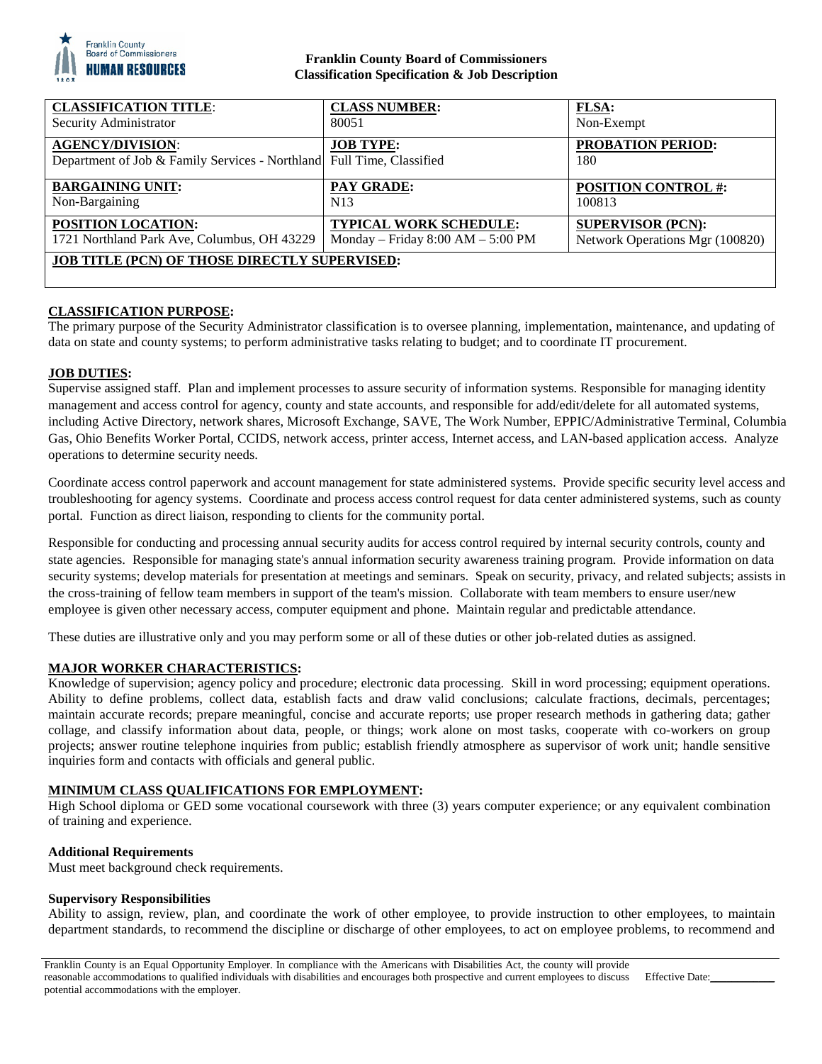**Franklin County Board of Commissioners**
**Classification Specification & Job Description**

| **CLASSIFICATION TITLE**: | **CLASS NUMBER:** | **FLSA:** |
|---|---|---|
| Security Administrator | 80051 | Non-Exempt |
| **AGENCY/DIVISION**: | **JOB TYPE:** | **PROBATION PERIOD:** |
| Department of Job & Family Services - Northland | Full Time, Classified | 180 |
| **BARGAINING UNIT:** | **PAY GRADE:** | **POSITION CONTROL #:** |
| Non-Bargaining | N13 | 100813 |
| **POSITION LOCATION:** | **TYPICAL WORK SCHEDULE:** | **SUPERVISOR (PCN):** |
| 1721 Northland Park Ave, Columbus, OH 43229 | Monday – Friday 8:00 AM – 5:00 PM | Network Operations Mgr (100820) |
| **JOB TITLE (PCN) OF THOSE DIRECTLY SUPERVISED:** | | |

**CLASSIFICATION PURPOSE:**
The primary purpose of the Security Administrator classification is to oversee planning, implementation, maintenance, and updating of data on state and county systems; to perform administrative tasks relating to budget; and to coordinate IT procurement.

**JOB DUTIES:**
Supervise assigned staff. Plan and implement processes to assure security of information systems. Responsible for managing identity management and access control for agency, county and state accounts, and responsible for add/edit/delete for all automated systems, including Active Directory, network shares, Microsoft Exchange, SAVE, The Work Number, EPPIC/Administrative Terminal, Columbia Gas, Ohio Benefits Worker Portal, CCIDS, network access, printer access, Internet access, and LAN-based application access. Analyze operations to determine security needs.

Coordinate access control paperwork and account management for state administered systems. Provide specific security level access and troubleshooting for agency systems. Coordinate and process access control request for data center administered systems, such as county portal. Function as direct liaison, responding to clients for the community portal.

Responsible for conducting and processing annual security audits for access control required by internal security controls, county and state agencies. Responsible for managing state's annual information security awareness training program. Provide information on data security systems; develop materials for presentation at meetings and seminars. Speak on security, privacy, and related subjects; assists in the cross-training of fellow team members in support of the team's mission. Collaborate with team members to ensure user/new employee is given other necessary access, computer equipment and phone. Maintain regular and predictable attendance.

These duties are illustrative only and you may perform some or all of these duties or other job-related duties as assigned.

**MAJOR WORKER CHARACTERISTICS:**
Knowledge of supervision; agency policy and procedure; electronic data processing. Skill in word processing; equipment operations. Ability to define problems, collect data, establish facts and draw valid conclusions; calculate fractions, decimals, percentages; maintain accurate records; prepare meaningful, concise and accurate reports; use proper research methods in gathering data; gather collage, and classify information about data, people, or things; work alone on most tasks, cooperate with co-workers on group projects; answer routine telephone inquiries from public; establish friendly atmosphere as supervisor of work unit; handle sensitive inquiries form and contacts with officials and general public.

**MINIMUM CLASS QUALIFICATIONS FOR EMPLOYMENT:**
High School diploma or GED some vocational coursework with three (3) years computer experience; or any equivalent combination of training and experience.

**Additional Requirements**
Must meet background check requirements.

**Supervisory Responsibilities**
Ability to assign, review, plan, and coordinate the work of other employee, to provide instruction to other employees, to maintain department standards, to recommend the discipline or discharge of other employees, to act on employee problems, to recommend and

Franklin County is an Equal Opportunity Employer. In compliance with the Americans with Disabilities Act, the county will provide reasonable accommodations to qualified individuals with disabilities and encourages both prospective and current employees to discuss potential accommodations with the employer.

Effective Date: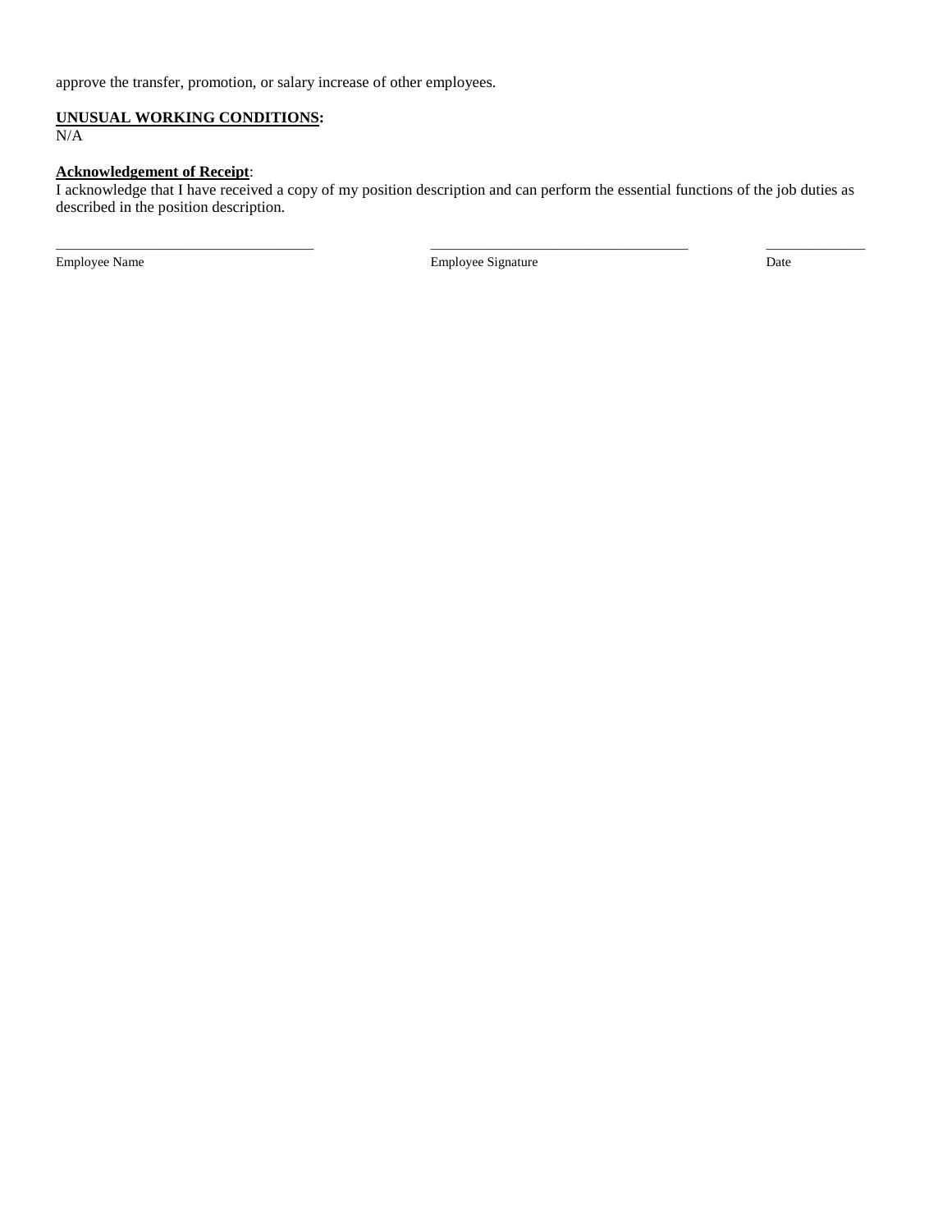approve the transfer, promotion, or salary increase of other employees.

**UNUSUAL WORKING CONDITIONS:**
N/A

**Acknowledgement of Receipt**:
I acknowledge that I have received a copy of my position description and can perform the essential functions of the job duties as described in the position description.

| | | |
|---|---|---|
| ___________________________________ | ___________________________________ | ______________ |
| Employee Name | Employee Signature | Date |